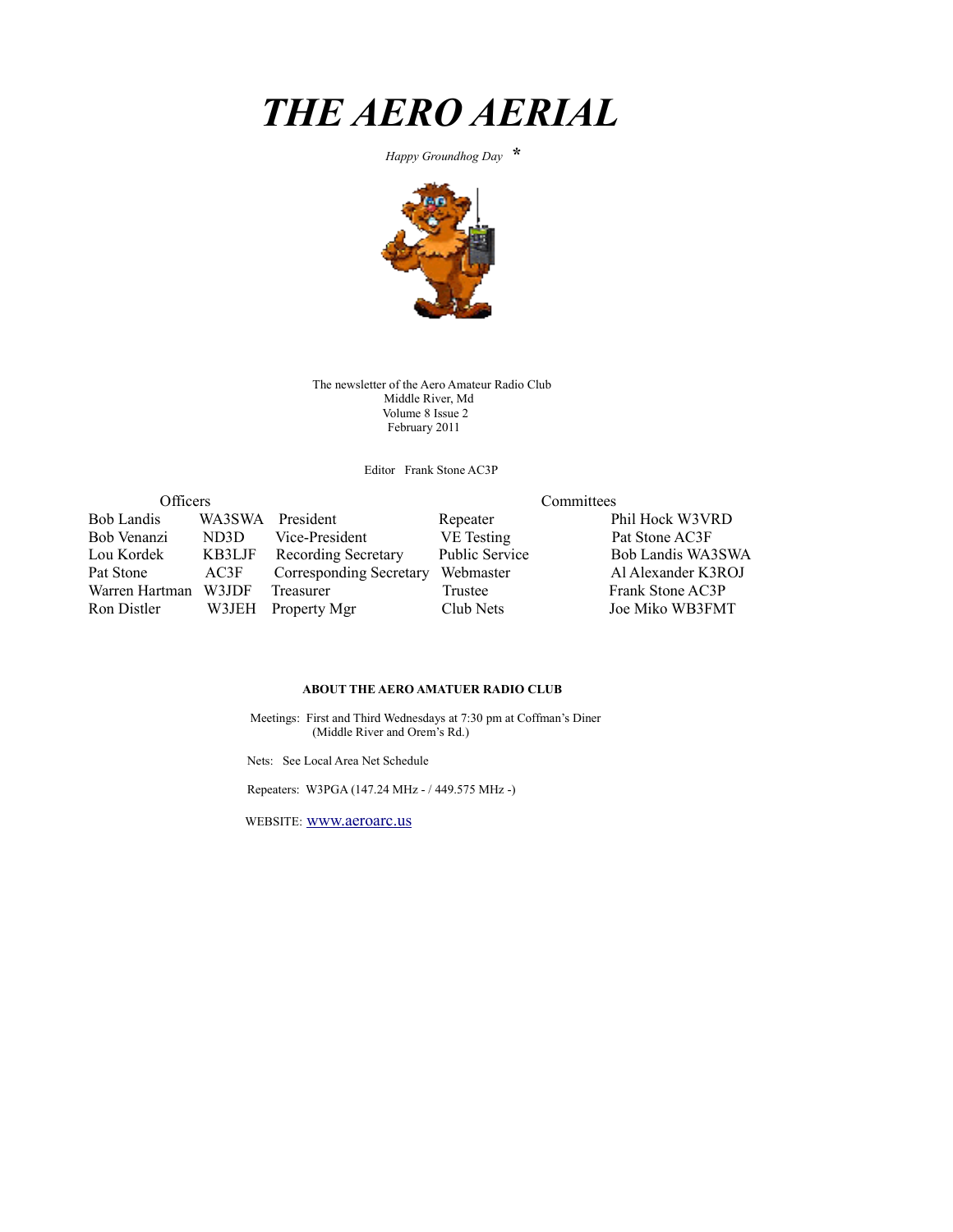# THE AERO AERIAL

*Happy Groundhog Day* *

The newsletter of the Aero Amateur Radio Club
Middle River, Md
Volume 8 Issue 2
February 2011

Editor Frank Stone AC3P

| Officers | | | Committees | |
|---|---|---|---|---|
| Bob Landis | WA3SWA | President | Repeater | Phil Hock W3VRD |
| Bob Venanzi | ND3D | Vice-President | VE Testing | Pat Stone AC3F |
| Lou Kordek | KB3LJF | Recording Secretary | Public Service | Bob Landis WA3SWA |
| Pat Stone | AC3F | Corresponding Secretary | Webmaster | Al Alexander K3ROJ |
| Warren Hartman | W3JDF | Treasurer | Trustee | Frank Stone AC3P |
| Ron Distler | W3JEH | Property Mgr | Club Nets | Joe Miko WB3FMT |

**ABOUT THE AERO AMATUER RADIO CLUB**

Meetings: First and Third Wednesdays at 7:30 pm at Coffman's Diner
(Middle River and Orem's Rd.)

Nets: See Local Area Net Schedule

Repeaters: W3PGA (147.24 MHz - / 449.575 MHz -)

WEBSITE: www.aeroarc.us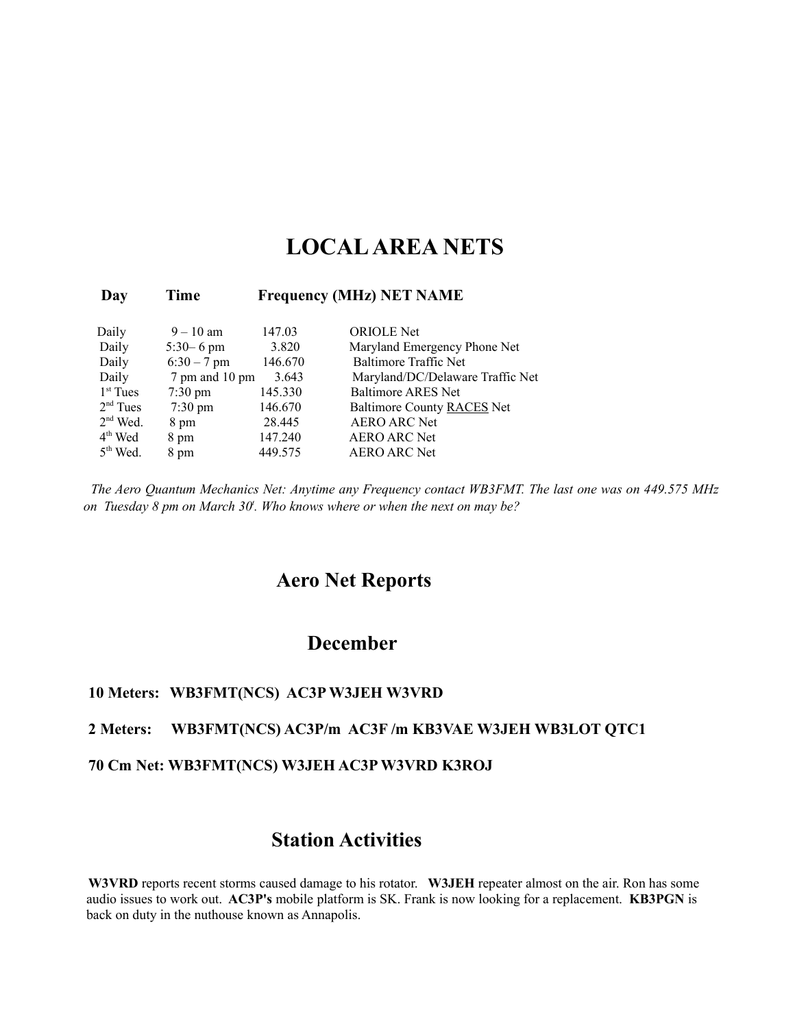# LOCAL AREA NETS

| Day | Time | Frequency (MHz) | NET NAME |
|---|---|---|---|
| Daily | 9 – 10 am | 147.03 | ORIOLE Net |
| Daily | 5:30– 6 pm | 3.820 | Maryland Emergency Phone Net |
| Daily | 6:30 – 7 pm | 146.670 | Baltimore Traffic Net |
| Daily | 7 pm and 10 pm | 3.643 | Maryland/DC/Delaware Traffic Net |
| 1st Tues | 7:30 pm | 145.330 | Baltimore ARES Net |
| 2nd Tues | 7:30 pm | 146.670 | Baltimore County RACES Net |
| 2nd Wed. | 8 pm | 28.445 | AERO ARC Net |
| 4th Wed | 8 pm | 147.240 | AERO ARC Net |
| 5th Wed. | 8 pm | 449.575 | AERO ARC Net |

*The Aero Quantum Mechanics Net: Anytime any Frequency contact WB3FMT. The last one was on 449.575 MHz on Tuesday 8 pm on March 30t. Who knows where or when the next on may be?*

## Aero Net Reports

### December

**10 Meters: WB3FMT(NCS) AC3P W3JEH W3VRD**

**2 Meters: WB3FMT(NCS) AC3P/m AC3F /m KB3VAE W3JEH WB3LOT QTC1**

**70 Cm Net: WB3FMT(NCS) W3JEH AC3P W3VRD K3ROJ**

## Station Activities

**W3VRD** reports recent storms caused damage to his rotator. **W3JEH** repeater almost on the air. Ron has some audio issues to work out. **AC3P's** mobile platform is SK. Frank is now looking for a replacement. **KB3PGN** is back on duty in the nuthouse known as Annapolis.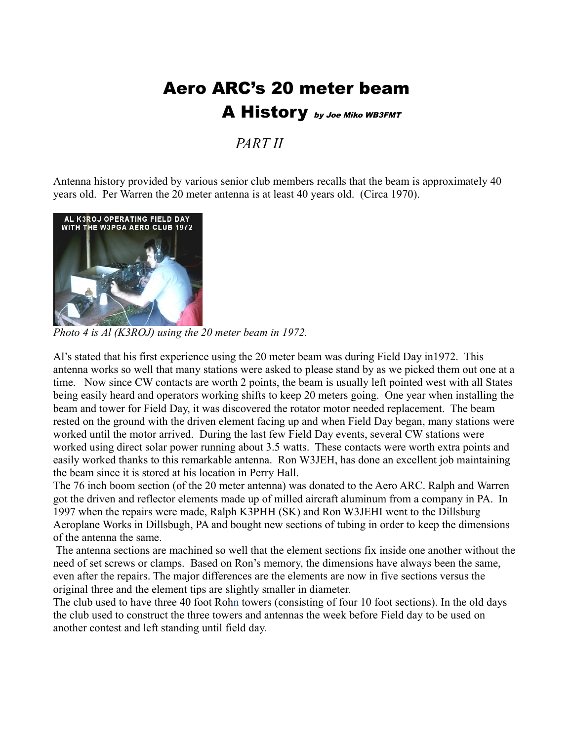# Aero ARC's 20 meter beam

## A History *by Joe Miko WB3FMT*

### *PART II*

Antenna history provided by various senior club members recalls that the beam is approximately 40 years old. Per Warren the 20 meter antenna is at least 40 years old. (Circa 1970).

*Photo 4 is Al (K3ROJ) using the 20 meter beam in 1972.*

Al's stated that his first experience using the 20 meter beam was during Field Day in1972. This antenna works so well that many stations were asked to please stand by as we picked them out one at a time. Now since CW contacts are worth 2 points, the beam is usually left pointed west with all States being easily heard and operators working shifts to keep 20 meters going. One year when installing the beam and tower for Field Day, it was discovered the rotator motor needed replacement. The beam rested on the ground with the driven element facing up and when Field Day began, many stations were worked until the motor arrived. During the last few Field Day events, several CW stations were worked using direct solar power running about 3.5 watts. These contacts were worth extra points and easily worked thanks to this remarkable antenna. Ron W3JEH, has done an excellent job maintaining the beam since it is stored at his location in Perry Hall.

The 76 inch boom section (of the 20 meter antenna) was donated to the Aero ARC. Ralph and Warren got the driven and reflector elements made up of milled aircraft aluminum from a company in PA. In 1997 when the repairs were made, Ralph K3PHH (SK) and Ron W3JEHI went to the Dillsburg Aeroplane Works in Dillsbugh, PA and bought new sections of tubing in order to keep the dimensions of the antenna the same.

The antenna sections are machined so well that the element sections fix inside one another without the need of set screws or clamps. Based on Ron's memory, the dimensions have always been the same, even after the repairs. The major differences are the elements are now in five sections versus the original three and the element tips are slightly smaller in diameter.

The club used to have three 40 foot Rohn towers (consisting of four 10 foot sections). In the old days the club used to construct the three towers and antennas the week before Field day to be used on another contest and left standing until field day.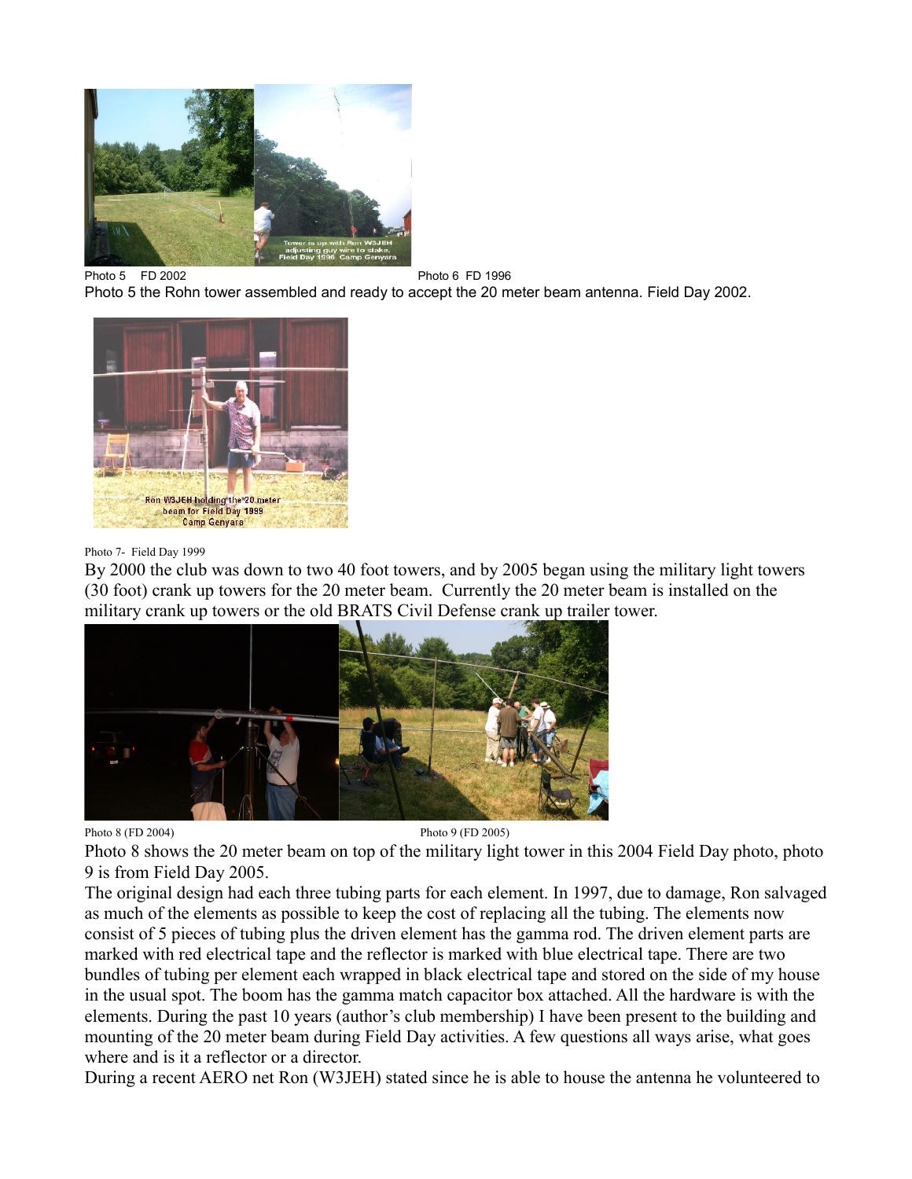Photo 5 FD 2002

Photo 6 FD 1996

Photo 5 the Rohn tower assembled and ready to accept the 20 meter beam antenna. Field Day 2002.

Photo 7- Field Day 1999

By 2000 the club was down to two 40 foot towers, and by 2005 began using the military light towers (30 foot) crank up towers for the 20 meter beam. Currently the 20 meter beam is installed on the military crank up towers or the old BRATS Civil Defense crank up trailer tower.

Photo 8 (FD 2004)

Photo 9 (FD 2005)

Photo 8 shows the 20 meter beam on top of the military light tower in this 2004 Field Day photo, photo 9 is from Field Day 2005.

The original design had each three tubing parts for each element. In 1997, due to damage, Ron salvaged as much of the elements as possible to keep the cost of replacing all the tubing. The elements now consist of 5 pieces of tubing plus the driven element has the gamma rod. The driven element parts are marked with red electrical tape and the reflector is marked with blue electrical tape. There are two bundles of tubing per element each wrapped in black electrical tape and stored on the side of my house in the usual spot. The boom has the gamma match capacitor box attached. All the hardware is with the elements. During the past 10 years (author's club membership) I have been present to the building and mounting of the 20 meter beam during Field Day activities. A few questions all ways arise, what goes where and is it a reflector or a director.

During a recent AERO net Ron (W3JEH) stated since he is able to house the antenna he volunteered to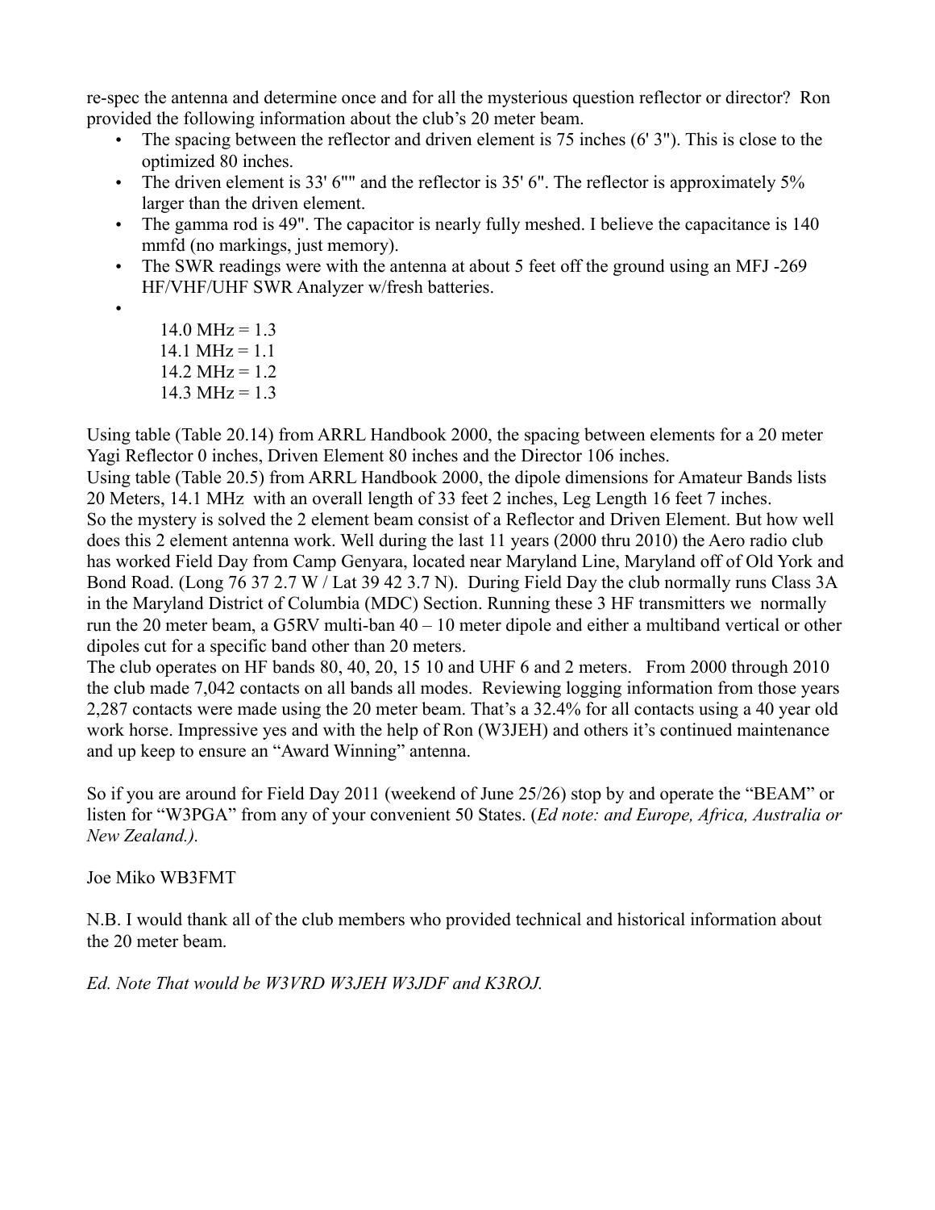re-spec the antenna and determine once and for all the mysterious question reflector or director? Ron provided the following information about the club's 20 meter beam.

- The spacing between the reflector and driven element is 75 inches (6' 3"). This is close to the optimized 80 inches.
- The driven element is 33' 6"" and the reflector is 35' 6". The reflector is approximately 5% larger than the driven element.
- The gamma rod is 49". The capacitor is nearly fully meshed. I believe the capacitance is 140 mmfd (no markings, just memory).
- The SWR readings were with the antenna at about 5 feet off the ground using an MFJ -269 HF/VHF/UHF SWR Analyzer w/fresh batteries.
- 

    14.0 MHz = 1.3
    14.1 MHz = 1.1
    14.2 MHz = 1.2
    14.3 MHz = 1.3

Using table (Table 20.14) from ARRL Handbook 2000, the spacing between elements for a 20 meter Yagi Reflector 0 inches, Driven Element 80 inches and the Director 106 inches.
Using table (Table 20.5) from ARRL Handbook 2000, the dipole dimensions for Amateur Bands lists 20 Meters, 14.1 MHz with an overall length of 33 feet 2 inches, Leg Length 16 feet 7 inches.
So the mystery is solved the 2 element beam consist of a Reflector and Driven Element. But how well does this 2 element antenna work. Well during the last 11 years (2000 thru 2010) the Aero radio club has worked Field Day from Camp Genyara, located near Maryland Line, Maryland off of Old York and Bond Road. (Long 76 37 2.7 W / Lat 39 42 3.7 N). During Field Day the club normally runs Class 3A in the Maryland District of Columbia (MDC) Section. Running these 3 HF transmitters we normally run the 20 meter beam, a G5RV multi-ban 40 – 10 meter dipole and either a multiband vertical or other dipoles cut for a specific band other than 20 meters.
The club operates on HF bands 80, 40, 20, 15 10 and UHF 6 and 2 meters. From 2000 through 2010 the club made 7,042 contacts on all bands all modes. Reviewing logging information from those years 2,287 contacts were made using the 20 meter beam. That's a 32.4% for all contacts using a 40 year old work horse. Impressive yes and with the help of Ron (W3JEH) and others it's continued maintenance and up keep to ensure an "Award Winning" antenna.

So if you are around for Field Day 2011 (weekend of June 25/26) stop by and operate the "BEAM" or listen for "W3PGA" from any of your convenient 50 States. (*Ed note: and Europe, Africa, Australia or New Zealand.).*

Joe Miko WB3FMT

N.B. I would thank all of the club members who provided technical and historical information about the 20 meter beam.

*Ed. Note That would be W3VRD W3JEH W3JDF and K3ROJ.*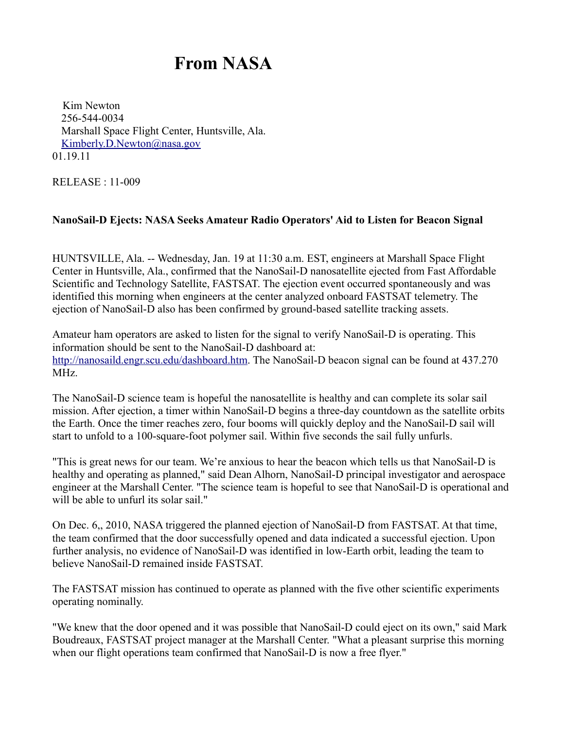# From NASA

Kim Newton
256-544-0034
Marshall Space Flight Center, Huntsville, Ala.
[Kimberly.D.Newton@nasa.gov](mailto:Kimberly.D.Newton@nasa.gov)
01.19.11

RELEASE : 11-009

**NanoSail-D Ejects: NASA Seeks Amateur Radio Operators' Aid to Listen for Beacon Signal**

HUNTSVILLE, Ala. -- Wednesday, Jan. 19 at 11:30 a.m. EST, engineers at Marshall Space Flight Center in Huntsville, Ala., confirmed that the NanoSail-D nanosatellite ejected from Fast Affordable Scientific and Technology Satellite, FASTSAT. The ejection event occurred spontaneously and was identified this morning when engineers at the center analyzed onboard FASTSAT telemetry. The ejection of NanoSail-D also has been confirmed by ground-based satellite tracking assets.

Amateur ham operators are asked to listen for the signal to verify NanoSail-D is operating. This information should be sent to the NanoSail-D dashboard at: [http://nanosaild.engr.scu.edu/dashboard.htm](http://nanosaild.engr.scu.edu/dashboard.htm). The NanoSail-D beacon signal can be found at 437.270 MHz.

The NanoSail-D science team is hopeful the nanosatellite is healthy and can complete its solar sail mission. After ejection, a timer within NanoSail-D begins a three-day countdown as the satellite orbits the Earth. Once the timer reaches zero, four booms will quickly deploy and the NanoSail-D sail will start to unfold to a 100-square-foot polymer sail. Within five seconds the sail fully unfurls.

"This is great news for our team. We're anxious to hear the beacon which tells us that NanoSail-D is healthy and operating as planned," said Dean Alhorn, NanoSail-D principal investigator and aerospace engineer at the Marshall Center. "The science team is hopeful to see that NanoSail-D is operational and will be able to unfurl its solar sail."

On Dec. 6,, 2010, NASA triggered the planned ejection of NanoSail-D from FASTSAT. At that time, the team confirmed that the door successfully opened and data indicated a successful ejection. Upon further analysis, no evidence of NanoSail-D was identified in low-Earth orbit, leading the team to believe NanoSail-D remained inside FASTSAT.

The FASTSAT mission has continued to operate as planned with the five other scientific experiments operating nominally.

"We knew that the door opened and it was possible that NanoSail-D could eject on its own," said Mark Boudreaux, FASTSAT project manager at the Marshall Center. "What a pleasant surprise this morning when our flight operations team confirmed that NanoSail-D is now a free flyer."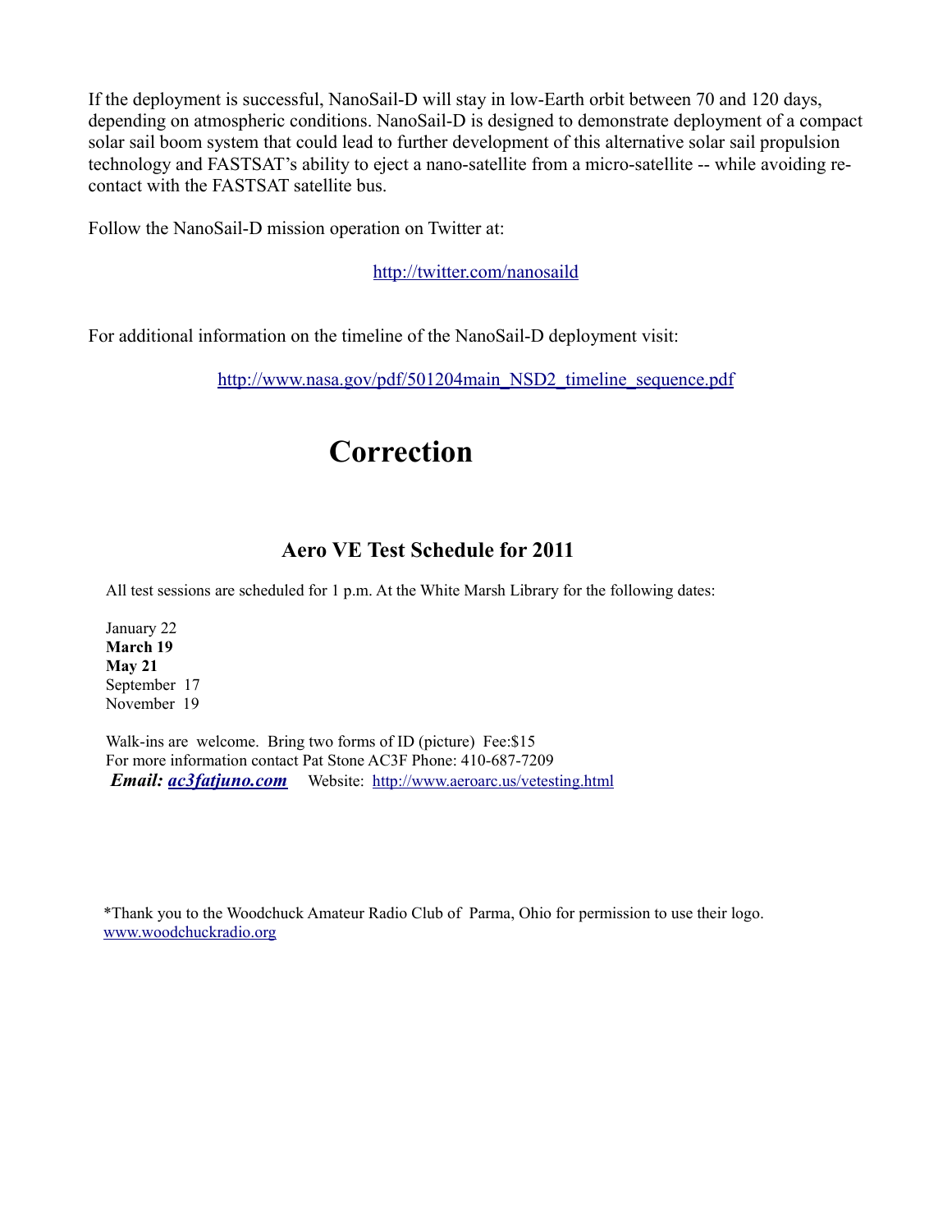If the deployment is successful, NanoSail-D will stay in low-Earth orbit between 70 and 120 days, depending on atmospheric conditions. NanoSail-D is designed to demonstrate deployment of a compact solar sail boom system that could lead to further development of this alternative solar sail propulsion technology and FASTSAT's ability to eject a nano-satellite from a micro-satellite -- while avoiding re-contact with the FASTSAT satellite bus.

Follow the NanoSail-D mission operation on Twitter at:

http://twitter.com/nanosaild

For additional information on the timeline of the NanoSail-D deployment visit:

http://www.nasa.gov/pdf/501204main_NSD2_timeline_sequence.pdf

# Correction

## Aero VE Test Schedule for 2011

All test sessions are scheduled for 1 p.m. At the White Marsh Library for the following dates:

January 22
**March 19**
**May 21**
September 17
November 19

Walk-ins are welcome. Bring two forms of ID (picture) Fee:$15
For more information contact Pat Stone AC3F Phone: 410-687-7209
***Email: ac3fatjuno.com*** Website: http://www.aeroarc.us/vetesting.html

*Thank you to the Woodchuck Amateur Radio Club of Parma, Ohio for permission to use their logo.
www.woodchuckradio.org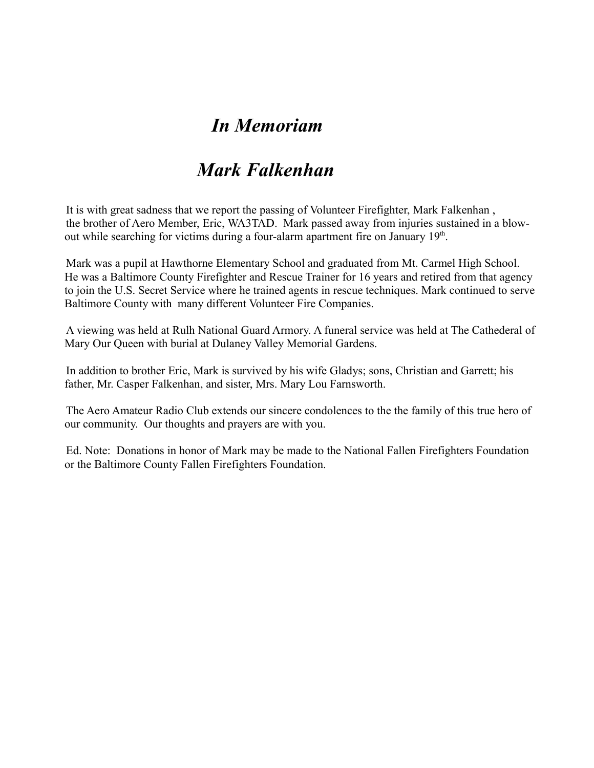# *In Memoriam*

# *Mark Falkenhan*

It is with great sadness that we report the passing of Volunteer Firefighter, Mark Falkenhan , the brother of Aero Member, Eric, WA3TAD. Mark passed away from injuries sustained in a blow-out while searching for victims during a four-alarm apartment fire on January 19th.

Mark was a pupil at Hawthorne Elementary School and graduated from Mt. Carmel High School. He was a Baltimore County Firefighter and Rescue Trainer for 16 years and retired from that agency to join the U.S. Secret Service where he trained agents in rescue techniques. Mark continued to serve Baltimore County with many different Volunteer Fire Companies.

A viewing was held at Rulh National Guard Armory. A funeral service was held at The Cathederal of Mary Our Queen with burial at Dulaney Valley Memorial Gardens.

In addition to brother Eric, Mark is survived by his wife Gladys; sons, Christian and Garrett; his father, Mr. Casper Falkenhan, and sister, Mrs. Mary Lou Farnsworth.

The Aero Amateur Radio Club extends our sincere condolences to the the family of this true hero of our community. Our thoughts and prayers are with you.

Ed. Note: Donations in honor of Mark may be made to the National Fallen Firefighters Foundation or the Baltimore County Fallen Firefighters Foundation.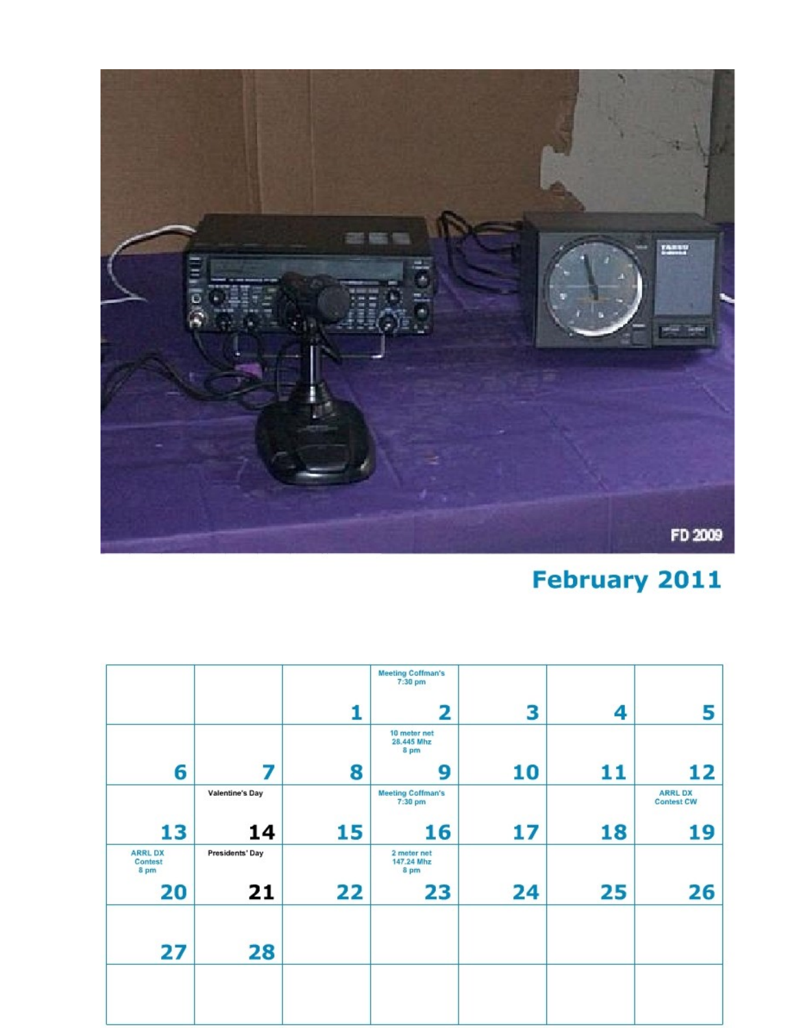## February 2011

| | | | | | | |
|---|---|---|---|---|---|---|
| | | 1 | Meeting Coffman's 7:30 pm 2 | 3 | 4 | 5 |
| 6 | 7 | 8 | 10 meter net 28.445 Mhz 8 pm 9 | 10 | 11 | 12 |
| 13 | Valentine's Day 14 | 15 | Meeting Coffman's 7:30 pm 16 | 17 | 18 | ARRL DX Contest CW 19 |
| ARRL DX Contest 8 pm 20 | Presidents' Day 21 | 22 | 2 meter net 147.24 Mhz 8 pm 23 | 24 | 25 | 26 |
| 27 | 28 | | | | | |
| | | | | | | |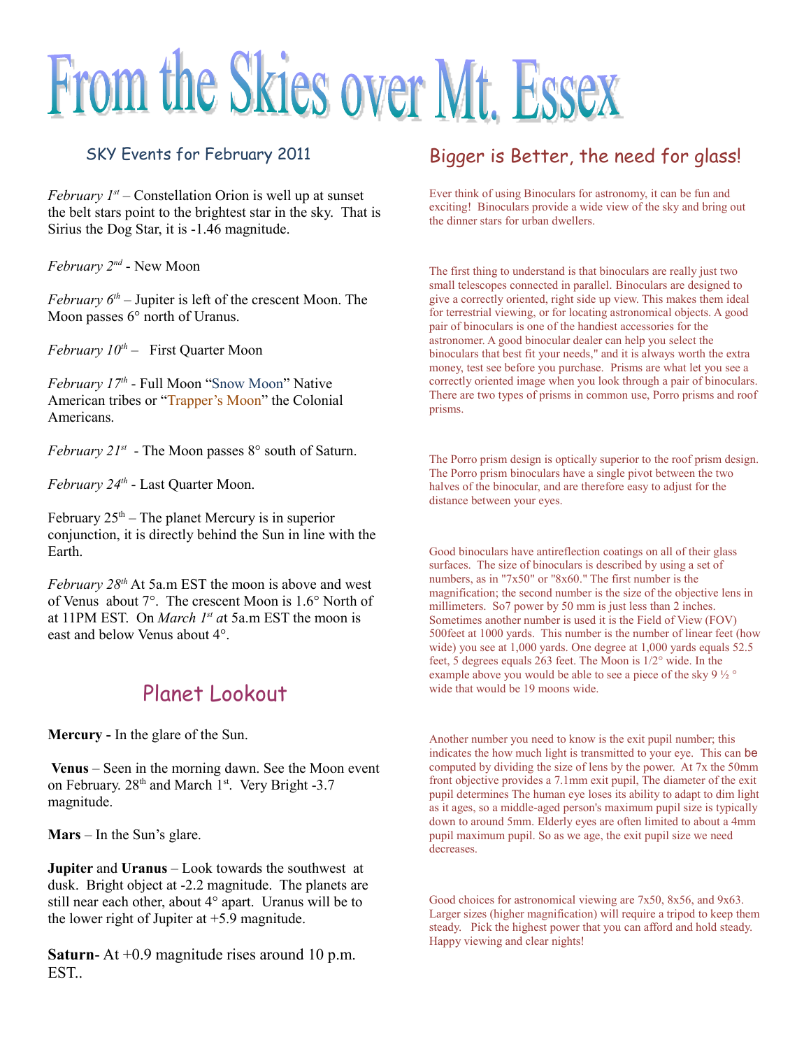# From the Skies over Mt. Essex

## SKY Events for February 2011

*February 1st* – Constellation Orion is well up at sunset the belt stars point to the brightest star in the sky. That is Sirius the Dog Star, it is -1.46 magnitude.

*February 2nd* - New Moon

*February 6th* – Jupiter is left of the crescent Moon. The Moon passes 6° north of Uranus.

*February 10th* – First Quarter Moon

*February 17th* - Full Moon "Snow Moon" Native American tribes or "Trapper's Moon" the Colonial Americans.

*February 21st* - The Moon passes 8° south of Saturn.

*February 24th* - Last Quarter Moon.

February 25th – The planet Mercury is in superior conjunction, it is directly behind the Sun in line with the Earth.

*February 28th* At 5a.m EST the moon is above and west of Venus about 7°. The crescent Moon is 1.6° North of at 11PM EST. On *March 1st a*t 5a.m EST the moon is east and below Venus about 4°.

## Planet Lookout

**Mercury -** In the glare of the Sun.

**Venus** – Seen in the morning dawn. See the Moon event on February. 28th and March 1st. Very Bright -3.7 magnitude.

**Mars** – In the Sun's glare.

**Jupiter** and **Uranus** – Look towards the southwest at dusk. Bright object at -2.2 magnitude. The planets are still near each other, about 4° apart. Uranus will be to the lower right of Jupiter at +5.9 magnitude.

**Saturn**- At +0.9 magnitude rises around 10 p.m. EST..

## Bigger is Better, the need for glass!

Ever think of using Binoculars for astronomy, it can be fun and exciting! Binoculars provide a wide view of the sky and bring out the dinner stars for urban dwellers.

The first thing to understand is that binoculars are really just two small telescopes connected in parallel. Binoculars are designed to give a correctly oriented, right side up view. This makes them ideal for terrestrial viewing, or for locating astronomical objects. A good pair of binoculars is one of the handiest accessories for the astronomer. A good binocular dealer can help you select the binoculars that best fit your needs," and it is always worth the extra money, test see before you purchase. Prisms are what let you see a correctly oriented image when you look through a pair of binoculars. There are two types of prisms in common use, Porro prisms and roof prisms.

The Porro prism design is optically superior to the roof prism design. The Porro prism binoculars have a single pivot between the two halves of the binocular, and are therefore easy to adjust for the distance between your eyes.

Good binoculars have antireflection coatings on all of their glass surfaces. The size of binoculars is described by using a set of numbers, as in "7x50" or "8x60." The first number is the magnification; the second number is the size of the objective lens in millimeters. So7 power by 50 mm is just less than 2 inches. Sometimes another number is used it is the Field of View (FOV) 500feet at 1000 yards. This number is the number of linear feet (how wide) you see at 1,000 yards. One degree at 1,000 yards equals 52.5 feet, 5 degrees equals 263 feet. The Moon is 1/2° wide. In the example above you would be able to see a piece of the sky 9 ½ ° wide that would be 19 moons wide.

Another number you need to know is the exit pupil number; this indicates the how much light is transmitted to your eye. This can be computed by dividing the size of lens by the power. At 7x the 50mm front objective provides a 7.1mm exit pupil, The diameter of the exit pupil determines The human eye loses its ability to adapt to dim light as it ages, so a middle-aged person's maximum pupil size is typically down to around 5mm. Elderly eyes are often limited to about a 4mm pupil maximum pupil. So as we age, the exit pupil size we need decreases.

Good choices for astronomical viewing are 7x50, 8x56, and 9x63. Larger sizes (higher magnification) will require a tripod to keep them steady. Pick the highest power that you can afford and hold steady. Happy viewing and clear nights!